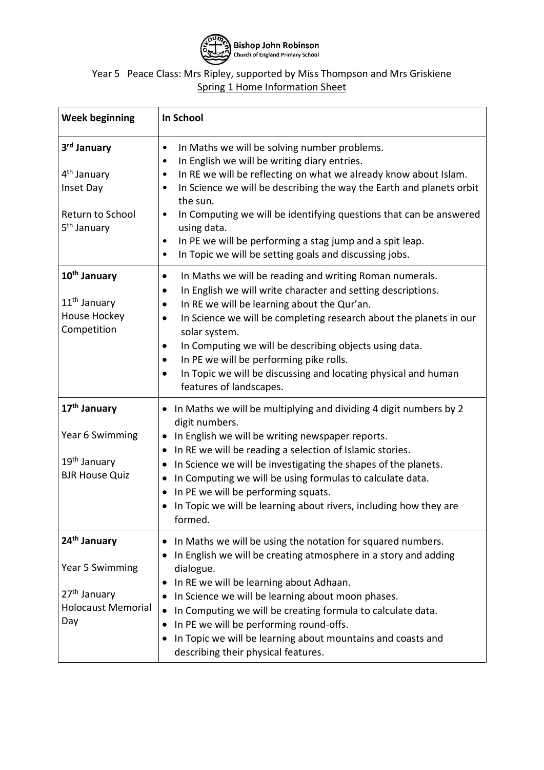**Bishop John Robinson**
Church of England Primary School

Year 5 Peace Class: Mrs Ripley, supported by Miss Thompson and Mrs Griskiene

Spring 1 Home Information Sheet

| Week beginning | In School |
|---|---|
| **3rd January**<br><br>4th January<br>Inset Day<br><br>Return to School<br>5th January | • In Maths we will be solving number problems.<br>• In English we will be writing diary entries.<br>• In RE we will be reflecting on what we already know about Islam.<br>• In Science we will be describing the way the Earth and planets orbit the sun.<br>• In Computing we will be identifying questions that can be answered using data.<br>• In PE we will be performing a stag jump and a spit leap.<br>• In Topic we will be setting goals and discussing jobs. |
| **10th January**<br><br>11th January<br>House Hockey Competition | • In Maths we will be reading and writing Roman numerals.<br>• In English we will write character and setting descriptions.<br>• In RE we will be learning about the Qur'an.<br>• In Science we will be completing research about the planets in our solar system.<br>• In Computing we will be describing objects using data.<br>• In PE we will be performing pike rolls.<br>• In Topic we will be discussing and locating physical and human features of landscapes. |
| **17th January**<br><br>Year 6 Swimming<br><br>19th January<br>BJR House Quiz | • In Maths we will be multiplying and dividing 4 digit numbers by 2 digit numbers.<br>• In English we will be writing newspaper reports.<br>• In RE we will be reading a selection of Islamic stories.<br>• In Science we will be investigating the shapes of the planets.<br>• In Computing we will be using formulas to calculate data.<br>• In PE we will be performing squats.<br>• In Topic we will be learning about rivers, including how they are formed. |
| **24th January**<br><br>Year 5 Swimming<br><br>27th January<br>Holocaust Memorial Day | • In Maths we will be using the notation for squared numbers.<br>• In English we will be creating atmosphere in a story and adding dialogue.<br>• In RE we will be learning about Adhaan.<br>• In Science we will be learning about moon phases.<br>• In Computing we will be creating formula to calculate data.<br>• In PE we will be performing round-offs.<br>• In Topic we will be learning about mountains and coasts and describing their physical features. |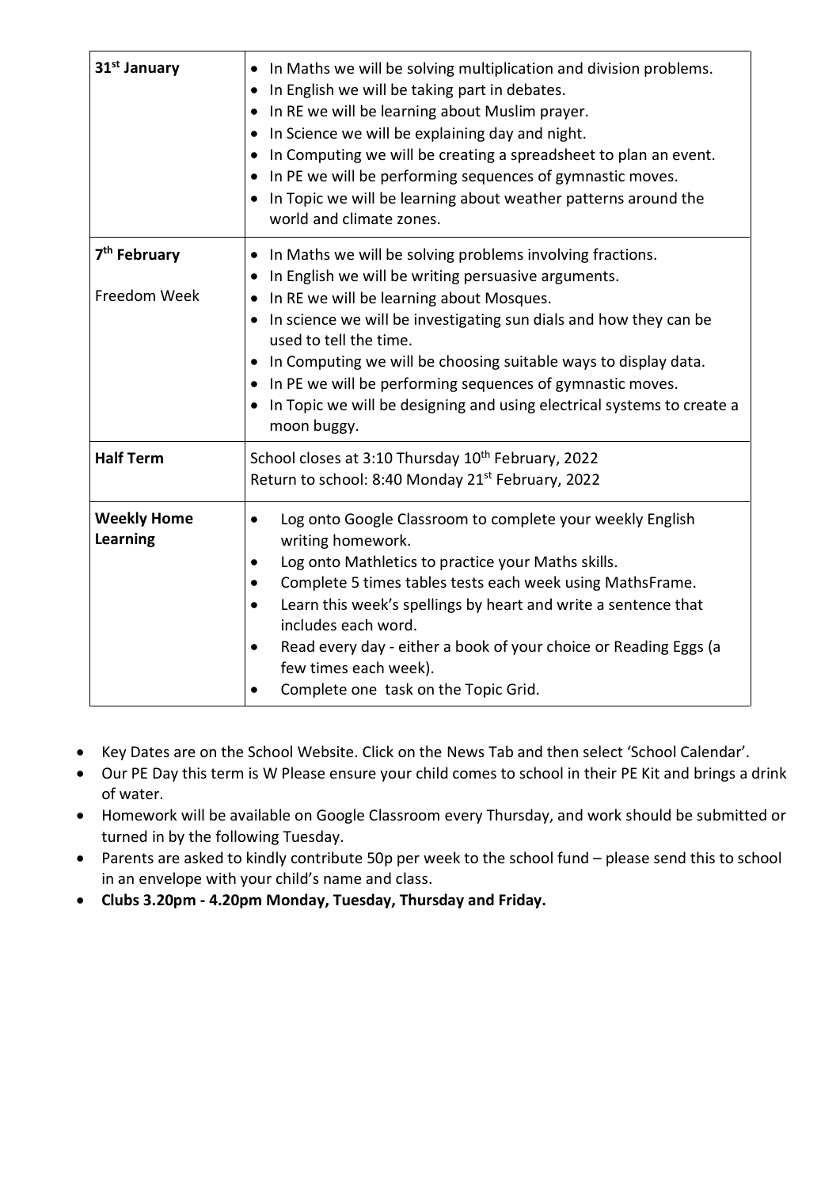| | |
|---|---|
| **31st January** | • In Maths we will be solving multiplication and division problems.<br>• In English we will be taking part in debates.<br>• In RE we will be learning about Muslim prayer.<br>• In Science we will be explaining day and night.<br>• In Computing we will be creating a spreadsheet to plan an event.<br>• In PE we will be performing sequences of gymnastic moves.<br>• In Topic we will be learning about weather patterns around the world and climate zones. |
| **7th February**<br><br>Freedom Week | • In Maths we will be solving problems involving fractions.<br>• In English we will be writing persuasive arguments.<br>• In RE we will be learning about Mosques.<br>• In science we will be investigating sun dials and how they can be used to tell the time.<br>• In Computing we will be choosing suitable ways to display data.<br>• In PE we will be performing sequences of gymnastic moves.<br>• In Topic we will be designing and using electrical systems to create a moon buggy. |
| **Half Term** | School closes at 3:10 Thursday 10th February, 2022<br>Return to school: 8:40 Monday 21st February, 2022 |
| **Weekly Home Learning** | • Log onto Google Classroom to complete your weekly English writing homework.<br>• Log onto Mathletics to practice your Maths skills.<br>• Complete 5 times tables tests each week using MathsFrame.<br>• Learn this week's spellings by heart and write a sentence that includes each word.<br>• Read every day - either a book of your choice or Reading Eggs (a few times each week).<br>• Complete one task on the Topic Grid. |

- Key Dates are on the School Website. Click on the News Tab and then select 'School Calendar'.
- Our PE Day this term is W Please ensure your child comes to school in their PE Kit and brings a drink of water.
- Homework will be available on Google Classroom every Thursday, and work should be submitted or turned in by the following Tuesday.
- Parents are asked to kindly contribute 50p per week to the school fund – please send this to school in an envelope with your child's name and class.
- **Clubs 3.20pm - 4.20pm Monday, Tuesday, Thursday and Friday.**